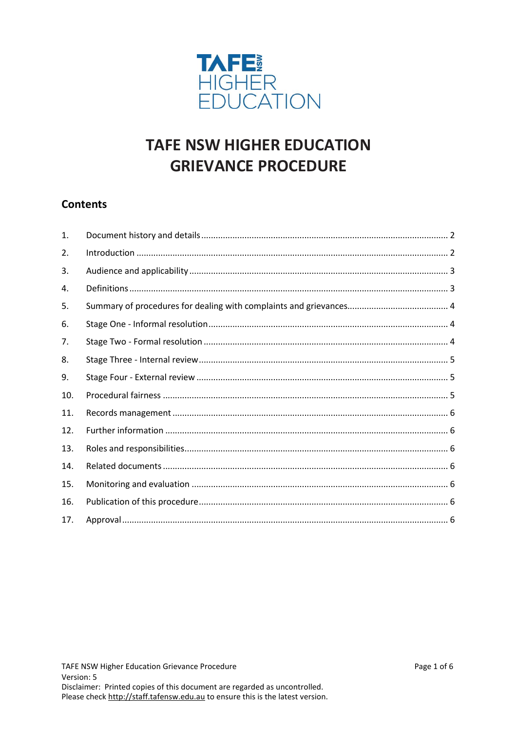TAFE NSW HIGHER EDUCATION

# TAFE NSW HIGHER EDUCATION GRIEVANCE PROCEDURE

## Contents

1. Document history and details ..... 2
2. Introduction ..... 2
3. Audience and applicability ..... 3
4. Definitions ..... 3
5. Summary of procedures for dealing with complaints and grievances ..... 4
6. Stage One - Informal resolution ..... 4
7. Stage Two - Formal resolution ..... 4
8. Stage Three - Internal review ..... 5
9. Stage Four - External review ..... 5
10. Procedural fairness ..... 5
11. Records management ..... 6
12. Further information ..... 6
13. Roles and responsibilities ..... 6
14. Related documents ..... 6
15. Monitoring and evaluation ..... 6
16. Publication of this procedure ..... 6
17. Approval ..... 6

TAFE NSW Higher Education Grievance Procedure
Version: 5
Disclaimer: Printed copies of this document are regarded as uncontrolled.
Please check http://staff.tafensw.edu.au to ensure this is the latest version.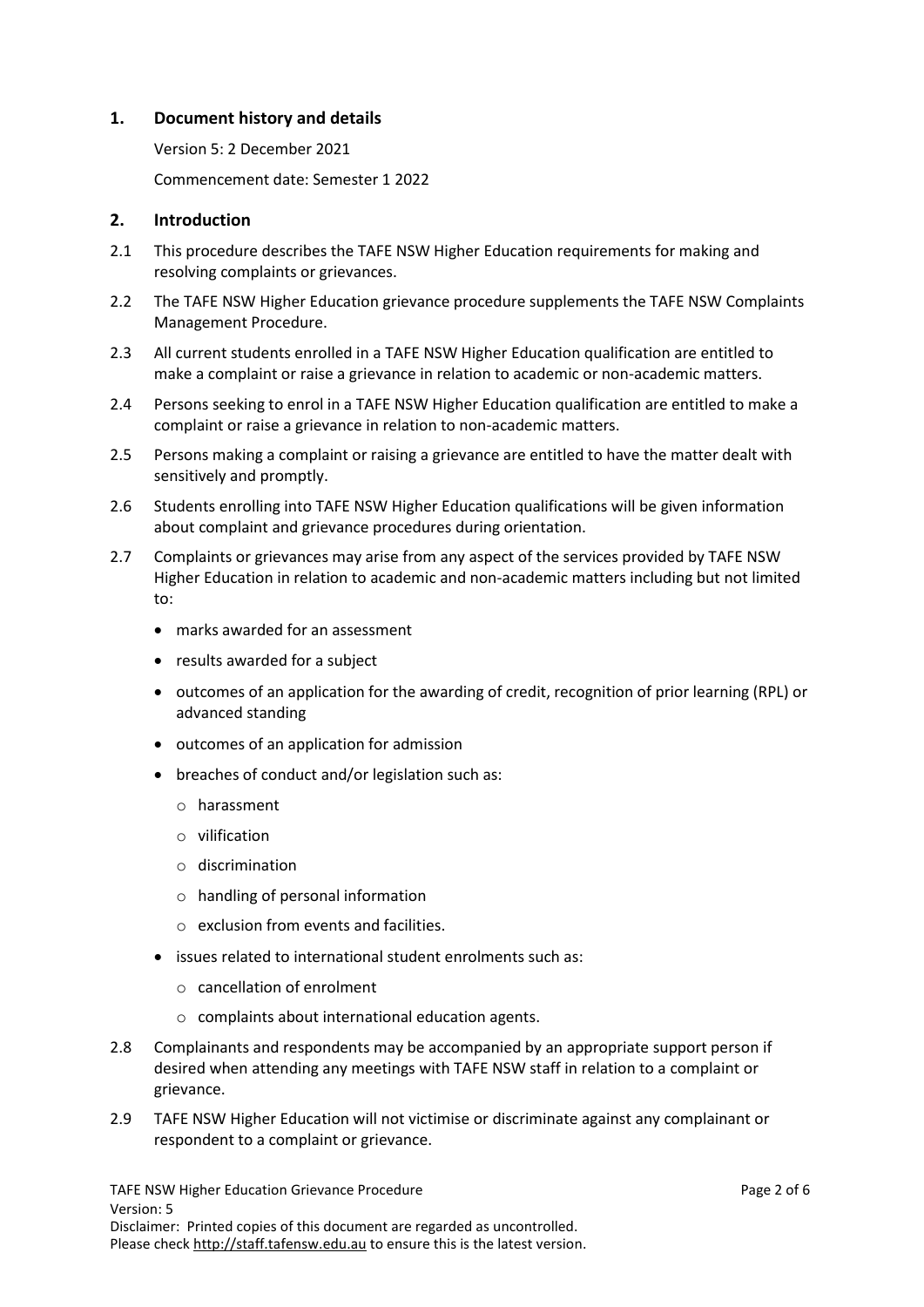## 1. Document history and details

Version 5: 2 December 2021

Commencement date: Semester 1 2022

## 2. Introduction

2.1 This procedure describes the TAFE NSW Higher Education requirements for making and resolving complaints or grievances.

2.2 The TAFE NSW Higher Education grievance procedure supplements the TAFE NSW Complaints Management Procedure.

2.3 All current students enrolled in a TAFE NSW Higher Education qualification are entitled to make a complaint or raise a grievance in relation to academic or non-academic matters.

2.4 Persons seeking to enrol in a TAFE NSW Higher Education qualification are entitled to make a complaint or raise a grievance in relation to non-academic matters.

2.5 Persons making a complaint or raising a grievance are entitled to have the matter dealt with sensitively and promptly.

2.6 Students enrolling into TAFE NSW Higher Education qualifications will be given information about complaint and grievance procedures during orientation.

2.7 Complaints or grievances may arise from any aspect of the services provided by TAFE NSW Higher Education in relation to academic and non-academic matters including but not limited to:

- marks awarded for an assessment
- results awarded for a subject
- outcomes of an application for the awarding of credit, recognition of prior learning (RPL) or advanced standing
- outcomes of an application for admission
- breaches of conduct and/or legislation such as:
  - harassment
  - vilification
  - discrimination
  - handling of personal information
  - exclusion from events and facilities.
- issues related to international student enrolments such as:
  - cancellation of enrolment
  - complaints about international education agents.

2.8 Complainants and respondents may be accompanied by an appropriate support person if desired when attending any meetings with TAFE NSW staff in relation to a complaint or grievance.

2.9 TAFE NSW Higher Education will not victimise or discriminate against any complainant or respondent to a complaint or grievance.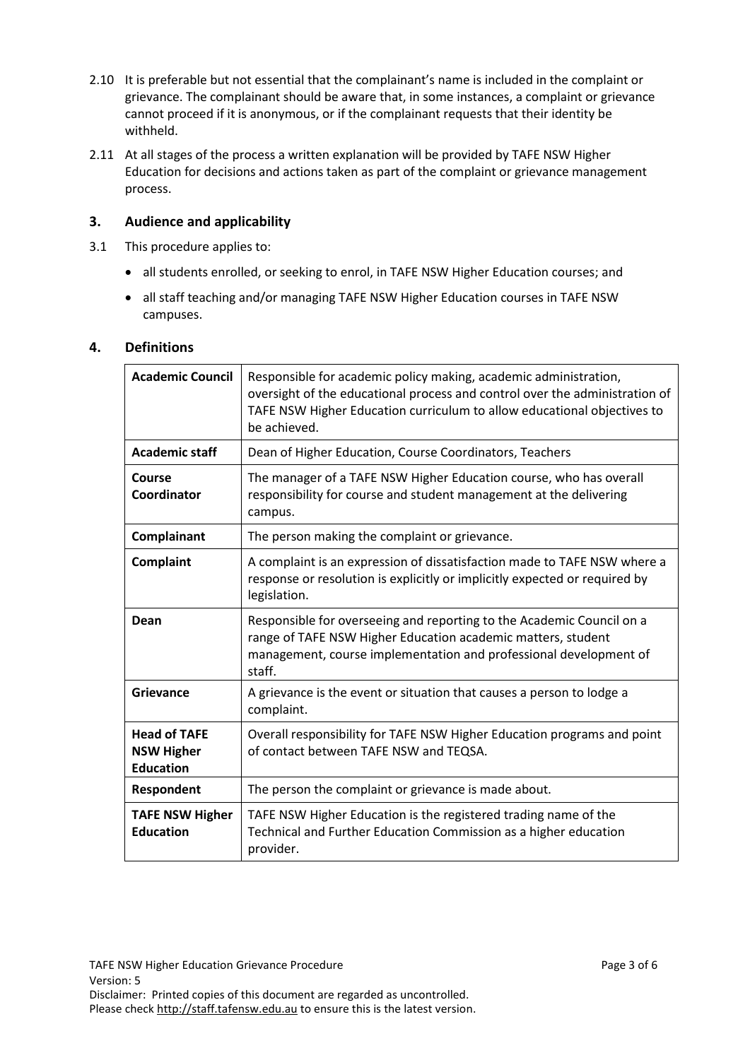2.10 It is preferable but not essential that the complainant's name is included in the complaint or grievance. The complainant should be aware that, in some instances, a complaint or grievance cannot proceed if it is anonymous, or if the complainant requests that their identity be withheld.

2.11 At all stages of the process a written explanation will be provided by TAFE NSW Higher Education for decisions and actions taken as part of the complaint or grievance management process.

## 3. Audience and applicability

3.1 This procedure applies to:

- all students enrolled, or seeking to enrol, in TAFE NSW Higher Education courses; and
- all staff teaching and/or managing TAFE NSW Higher Education courses in TAFE NSW campuses.

## 4. Definitions

| | |
|---|---|
| **Academic Council** | Responsible for academic policy making, academic administration, oversight of the educational process and control over the administration of TAFE NSW Higher Education curriculum to allow educational objectives to be achieved. |
| **Academic staff** | Dean of Higher Education, Course Coordinators, Teachers |
| **Course Coordinator** | The manager of a TAFE NSW Higher Education course, who has overall responsibility for course and student management at the delivering campus. |
| **Complainant** | The person making the complaint or grievance. |
| **Complaint** | A complaint is an expression of dissatisfaction made to TAFE NSW where a response or resolution is explicitly or implicitly expected or required by legislation. |
| **Dean** | Responsible for overseeing and reporting to the Academic Council on a range of TAFE NSW Higher Education academic matters, student management, course implementation and professional development of staff. |
| **Grievance** | A grievance is the event or situation that causes a person to lodge a complaint. |
| **Head of TAFE NSW Higher Education** | Overall responsibility for TAFE NSW Higher Education programs and point of contact between TAFE NSW and TEQSA. |
| **Respondent** | The person the complaint or grievance is made about. |
| **TAFE NSW Higher Education** | TAFE NSW Higher Education is the registered trading name of the Technical and Further Education Commission as a higher education provider. |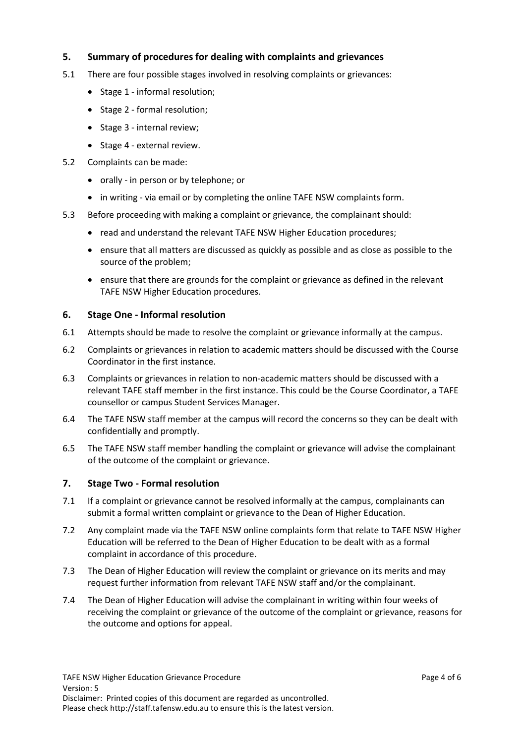## 5. Summary of procedures for dealing with complaints and grievances

5.1 There are four possible stages involved in resolving complaints or grievances:

- Stage 1 - informal resolution;
- Stage 2 - formal resolution;
- Stage 3 - internal review;
- Stage 4 - external review.

5.2 Complaints can be made:

- orally - in person or by telephone; or
- in writing - via email or by completing the online TAFE NSW complaints form.

5.3 Before proceeding with making a complaint or grievance, the complainant should:

- read and understand the relevant TAFE NSW Higher Education procedures;
- ensure that all matters are discussed as quickly as possible and as close as possible to the source of the problem;
- ensure that there are grounds for the complaint or grievance as defined in the relevant TAFE NSW Higher Education procedures.

## 6. Stage One - Informal resolution

6.1 Attempts should be made to resolve the complaint or grievance informally at the campus.

6.2 Complaints or grievances in relation to academic matters should be discussed with the Course Coordinator in the first instance.

6.3 Complaints or grievances in relation to non-academic matters should be discussed with a relevant TAFE staff member in the first instance. This could be the Course Coordinator, a TAFE counsellor or campus Student Services Manager.

6.4 The TAFE NSW staff member at the campus will record the concerns so they can be dealt with confidentially and promptly.

6.5 The TAFE NSW staff member handling the complaint or grievance will advise the complainant of the outcome of the complaint or grievance.

## 7. Stage Two - Formal resolution

7.1 If a complaint or grievance cannot be resolved informally at the campus, complainants can submit a formal written complaint or grievance to the Dean of Higher Education.

7.2 Any complaint made via the TAFE NSW online complaints form that relate to TAFE NSW Higher Education will be referred to the Dean of Higher Education to be dealt with as a formal complaint in accordance of this procedure.

7.3 The Dean of Higher Education will review the complaint or grievance on its merits and may request further information from relevant TAFE NSW staff and/or the complainant.

7.4 The Dean of Higher Education will advise the complainant in writing within four weeks of receiving the complaint or grievance of the outcome of the complaint or grievance, reasons for the outcome and options for appeal.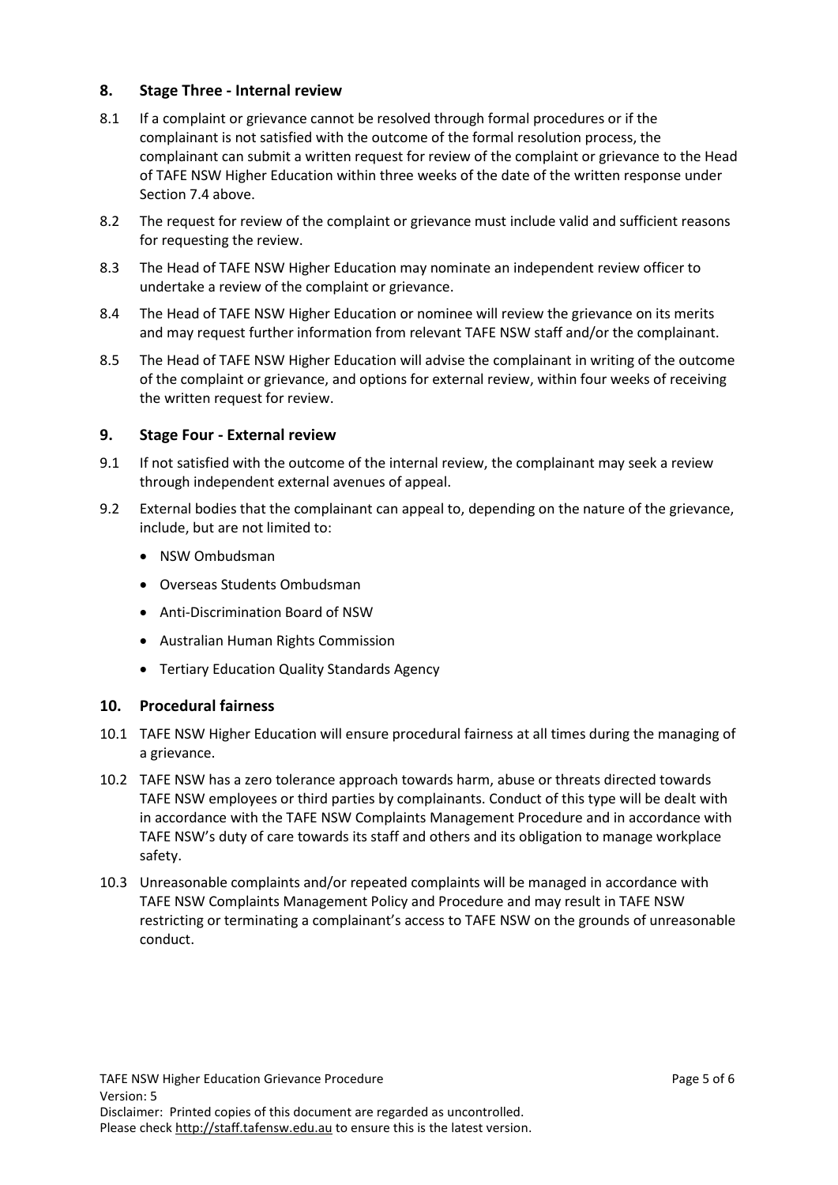## 8. Stage Three - Internal review

8.1 If a complaint or grievance cannot be resolved through formal procedures or if the complainant is not satisfied with the outcome of the formal resolution process, the complainant can submit a written request for review of the complaint or grievance to the Head of TAFE NSW Higher Education within three weeks of the date of the written response under Section 7.4 above.

8.2 The request for review of the complaint or grievance must include valid and sufficient reasons for requesting the review.

8.3 The Head of TAFE NSW Higher Education may nominate an independent review officer to undertake a review of the complaint or grievance.

8.4 The Head of TAFE NSW Higher Education or nominee will review the grievance on its merits and may request further information from relevant TAFE NSW staff and/or the complainant.

8.5 The Head of TAFE NSW Higher Education will advise the complainant in writing of the outcome of the complaint or grievance, and options for external review, within four weeks of receiving the written request for review.

## 9. Stage Four - External review

9.1 If not satisfied with the outcome of the internal review, the complainant may seek a review through independent external avenues of appeal.

9.2 External bodies that the complainant can appeal to, depending on the nature of the grievance, include, but are not limited to:

- NSW Ombudsman
- Overseas Students Ombudsman
- Anti-Discrimination Board of NSW
- Australian Human Rights Commission
- Tertiary Education Quality Standards Agency

## 10. Procedural fairness

10.1 TAFE NSW Higher Education will ensure procedural fairness at all times during the managing of a grievance.

10.2 TAFE NSW has a zero tolerance approach towards harm, abuse or threats directed towards TAFE NSW employees or third parties by complainants. Conduct of this type will be dealt with in accordance with the TAFE NSW Complaints Management Procedure and in accordance with TAFE NSW's duty of care towards its staff and others and its obligation to manage workplace safety.

10.3 Unreasonable complaints and/or repeated complaints will be managed in accordance with TAFE NSW Complaints Management Policy and Procedure and may result in TAFE NSW restricting or terminating a complainant's access to TAFE NSW on the grounds of unreasonable conduct.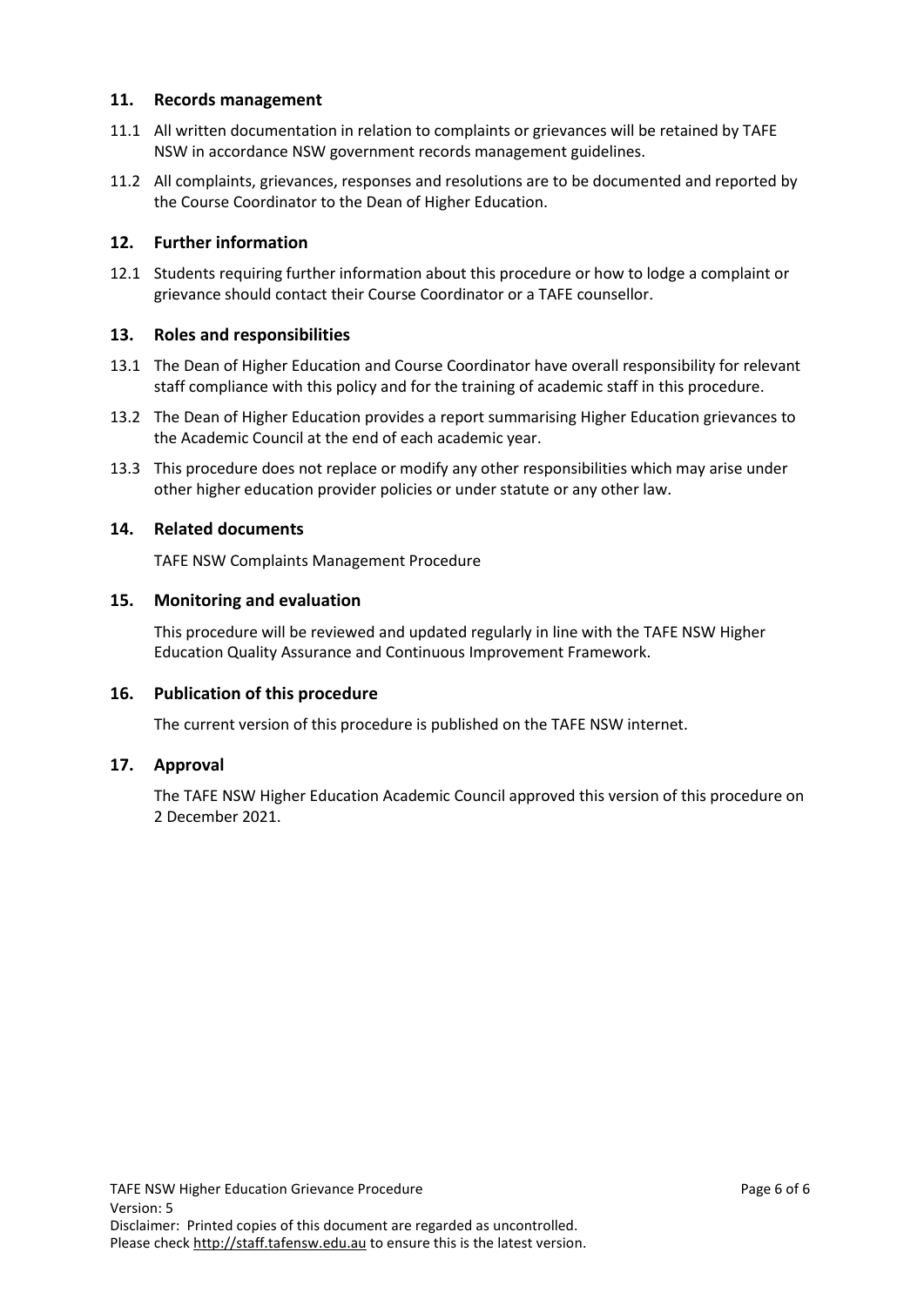## 11. Records management

11.1 All written documentation in relation to complaints or grievances will be retained by TAFE NSW in accordance NSW government records management guidelines.

11.2 All complaints, grievances, responses and resolutions are to be documented and reported by the Course Coordinator to the Dean of Higher Education.

## 12. Further information

12.1 Students requiring further information about this procedure or how to lodge a complaint or grievance should contact their Course Coordinator or a TAFE counsellor.

## 13. Roles and responsibilities

13.1 The Dean of Higher Education and Course Coordinator have overall responsibility for relevant staff compliance with this policy and for the training of academic staff in this procedure.

13.2 The Dean of Higher Education provides a report summarising Higher Education grievances to the Academic Council at the end of each academic year.

13.3 This procedure does not replace or modify any other responsibilities which may arise under other higher education provider policies or under statute or any other law.

## 14. Related documents

TAFE NSW Complaints Management Procedure

## 15. Monitoring and evaluation

This procedure will be reviewed and updated regularly in line with the TAFE NSW Higher Education Quality Assurance and Continuous Improvement Framework.

## 16. Publication of this procedure

The current version of this procedure is published on the TAFE NSW internet.

## 17. Approval

The TAFE NSW Higher Education Academic Council approved this version of this procedure on 2 December 2021.